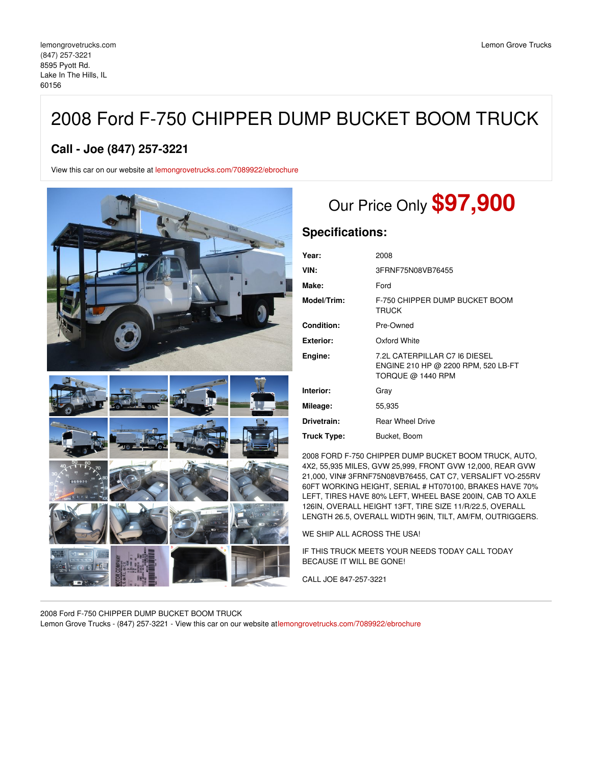lemongrovetrucks.com
(847) 257-3221
8595 Pyott Rd.
Lake In The Hills, IL
60156

Lemon Grove Trucks

# 2008 Ford F-750 CHIPPER DUMP BUCKET BOOM TRUCK

## Call - Joe (847) 257-3221

View this car on our website at lemongrovetrucks.com/7089922/ebrochure

Our Price Only **$97,900**

## Specifications:

| | |
|---|---|
| **Year:** | 2008 |
| **VIN:** | 3FRNF75N08VB76455 |
| **Make:** | Ford |
| **Model/Trim:** | F-750 CHIPPER DUMP BUCKET BOOM TRUCK |
| **Condition:** | Pre-Owned |
| **Exterior:** | Oxford White |
| **Engine:** | 7.2L CATERPILLAR C7 I6 DIESEL ENGINE 210 HP @ 2200 RPM, 520 LB-FT TORQUE @ 1440 RPM |
| **Interior:** | Gray |
| **Mileage:** | 55,935 |
| **Drivetrain:** | Rear Wheel Drive |
| **Truck Type:** | Bucket, Boom |

2008 FORD F-750 CHIPPER DUMP BUCKET BOOM TRUCK, AUTO, 4X2, 55,935 MILES, GVW 25,999, FRONT GVW 12,000, REAR GVW 21,000, VIN# 3FRNF75N08VB76455, CAT C7, VERSALIFT VO-255RV 60FT WORKING HEIGHT, SERIAL # HT070100, BRAKES HAVE 70% LEFT, TIRES HAVE 80% LEFT, WHEEL BASE 200IN, CAB TO AXLE 126IN, OVERALL HEIGHT 13FT, TIRE SIZE 11/R/22.5, OVERALL LENGTH 26.5, OVERALL WIDTH 96IN, TILT, AM/FM, OUTRIGGERS.

WE SHIP ALL ACROSS THE USA!

IF THIS TRUCK MEETS YOUR NEEDS TODAY CALL TODAY BECAUSE IT WILL BE GONE!

CALL JOE 847-257-3221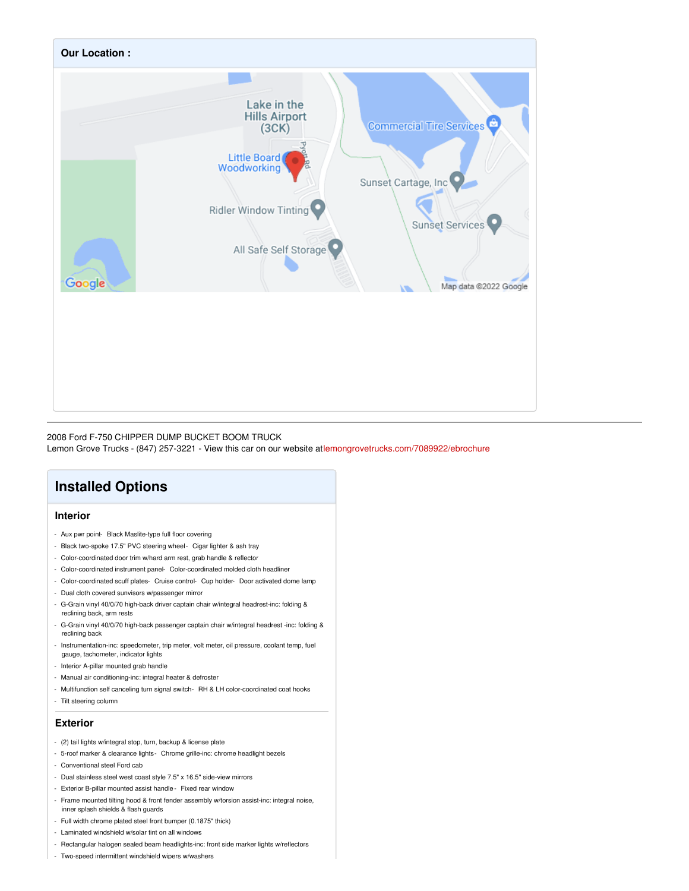## Our Location :

2008 Ford F-750 CHIPPER DUMP BUCKET BOOM TRUCK
Lemon Grove Trucks - (847) 257-3221 - View this car on our website at lemongrovetrucks.com/7089922/ebrochure

# Installed Options

### Interior

- Aux pwr point- Black Maslite-type full floor covering
- Black two-spoke 17.5" PVC steering wheel- Cigar lighter & ash tray
- Color-coordinated door trim w/hard arm rest, grab handle & reflector
- Color-coordinated instrument panel- Color-coordinated molded cloth headliner
- Color-coordinated scuff plates- Cruise control- Cup holder- Door activated dome lamp
- Dual cloth covered sunvisors w/passenger mirror
- G-Grain vinyl 40/0/70 high-back driver captain chair w/integral headrest-inc: folding & reclining back, arm rests
- G-Grain vinyl 40/0/70 high-back passenger captain chair w/integral headrest -inc: folding & reclining back
- Instrumentation-inc: speedometer, trip meter, volt meter, oil pressure, coolant temp, fuel gauge, tachometer, indicator lights
- Interior A-pillar mounted grab handle
- Manual air conditioning-inc: integral heater & defroster
- Multifunction self canceling turn signal switch- RH & LH color-coordinated coat hooks
- Tilt steering column

### Exterior

- (2) tail lights w/integral stop, turn, backup & license plate
- 5-roof marker & clearance lights- Chrome grille-inc: chrome headlight bezels
- Conventional steel Ford cab
- Dual stainless steel west coast style 7.5" x 16.5" side-view mirrors
- Exterior B-pillar mounted assist handle- Fixed rear window
- Frame mounted tilting hood & front fender assembly w/torsion assist-inc: integral noise, inner splash shields & flash guards
- Full width chrome plated steel front bumper (0.1875" thick)
- Laminated windshield w/solar tint on all windows
- Rectangular halogen sealed beam headlights-inc: front side marker lights w/reflectors
- Two-speed intermittent windshield wipers w/washers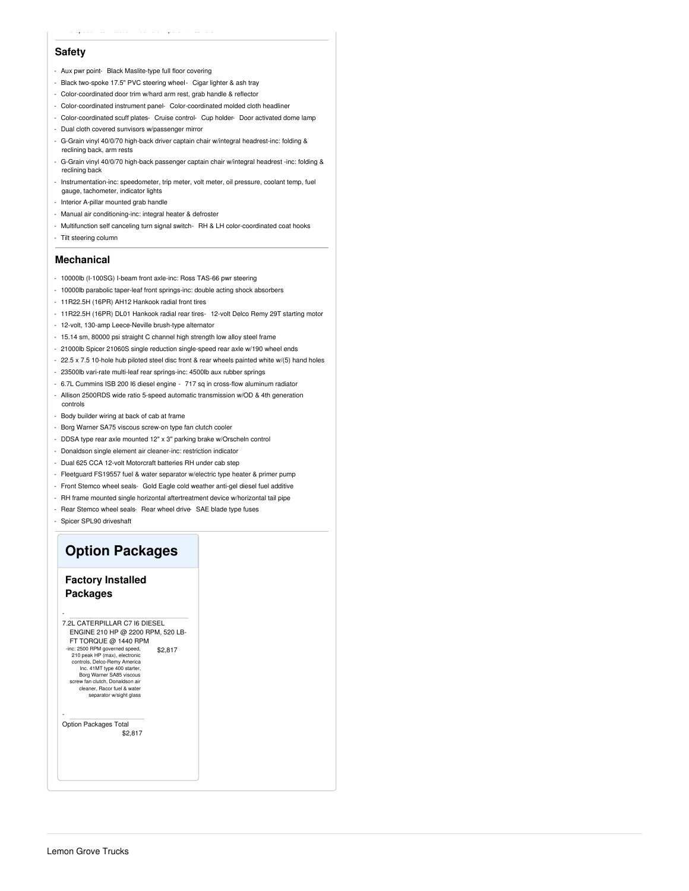## Safety

- Aux pwr point- Black Maslite-type full floor covering
- Black two-spoke 17.5" PVC steering wheel- Cigar lighter & ash tray
- Color-coordinated door trim w/hard arm rest, grab handle & reflector
- Color-coordinated instrument panel- Color-coordinated molded cloth headliner
- Color-coordinated scuff plates- Cruise control- Cup holder- Door activated dome lamp
- Dual cloth covered sunvisors w/passenger mirror
- G-Grain vinyl 40/0/70 high-back driver captain chair w/integral headrest-inc: folding & reclining back, arm rests
- G-Grain vinyl 40/0/70 high-back passenger captain chair w/integral headrest -inc: folding & reclining back
- Instrumentation-inc: speedometer, trip meter, volt meter, oil pressure, coolant temp, fuel gauge, tachometer, indicator lights
- Interior A-pillar mounted grab handle
- Manual air conditioning-inc: integral heater & defroster
- Multifunction self canceling turn signal switch- RH & LH color-coordinated coat hooks
- Tilt steering column

## Mechanical

- 10000lb (I-100SG) I-beam front axle-inc: Ross TAS-66 pwr steering
- 10000lb parabolic taper-leaf front springs-inc: double acting shock absorbers
- 11R22.5H (16PR) AH12 Hankook radial front tires
- 11R22.5H (16PR) DL01 Hankook radial rear tires- 12-volt Delco Remy 29T starting motor
- 12-volt, 130-amp Leece-Neville brush-type alternator
- 15.14 sm, 80000 psi straight C channel high strength low alloy steel frame
- 21000lb Spicer 21060S single reduction single-speed rear axle w/190 wheel ends
- 22.5 x 7.5 10-hole hub piloted steel disc front & rear wheels painted white w/(5) hand holes
- 23500lb vari-rate multi-leaf rear springs-inc: 4500lb aux rubber springs
- 6.7L Cummins ISB 200 I6 diesel engine - 717 sq in cross-flow aluminum radiator
- Allison 2500RDS wide ratio 5-speed automatic transmission w/OD & 4th generation controls
- Body builder wiring at back of cab at frame
- Borg Warner SA75 viscous screw-on type fan clutch cooler
- DDSA type rear axle mounted 12" x 3" parking brake w/Orscheln control
- Donaldson single element air cleaner-inc: restriction indicator
- Dual 625 CCA 12-volt Motorcraft batteries RH under cab step
- Fleetguard FS19557 fuel & water separator w/electric type heater & primer pump
- Front Stemco wheel seals- Gold Eagle cold weather anti-gel diesel fuel additive
- RH frame mounted single horizontal aftertreatment device w/horizontal tail pipe
- Rear Stemco wheel seals- Rear wheel drive- SAE blade type fuses
- Spicer SPL90 driveshaft

# Option Packages

### Factory Installed Packages

- 7.2L CATERPILLAR C7 I6 DIESEL ENGINE 210 HP @ 2200 RPM, 520 LB-FT TORQUE @ 1440 RPM — $2,817
  -inc: 2500 RPM governed speed, 210 peak HP (max), electronic controls, Delco-Remy America Inc. 41MT type 400 starter, Borg Warner SA85 viscous screw fan clutch, Donaldson air cleaner, Racor fuel & water separator w/sight glass

- Option Packages Total — $2,817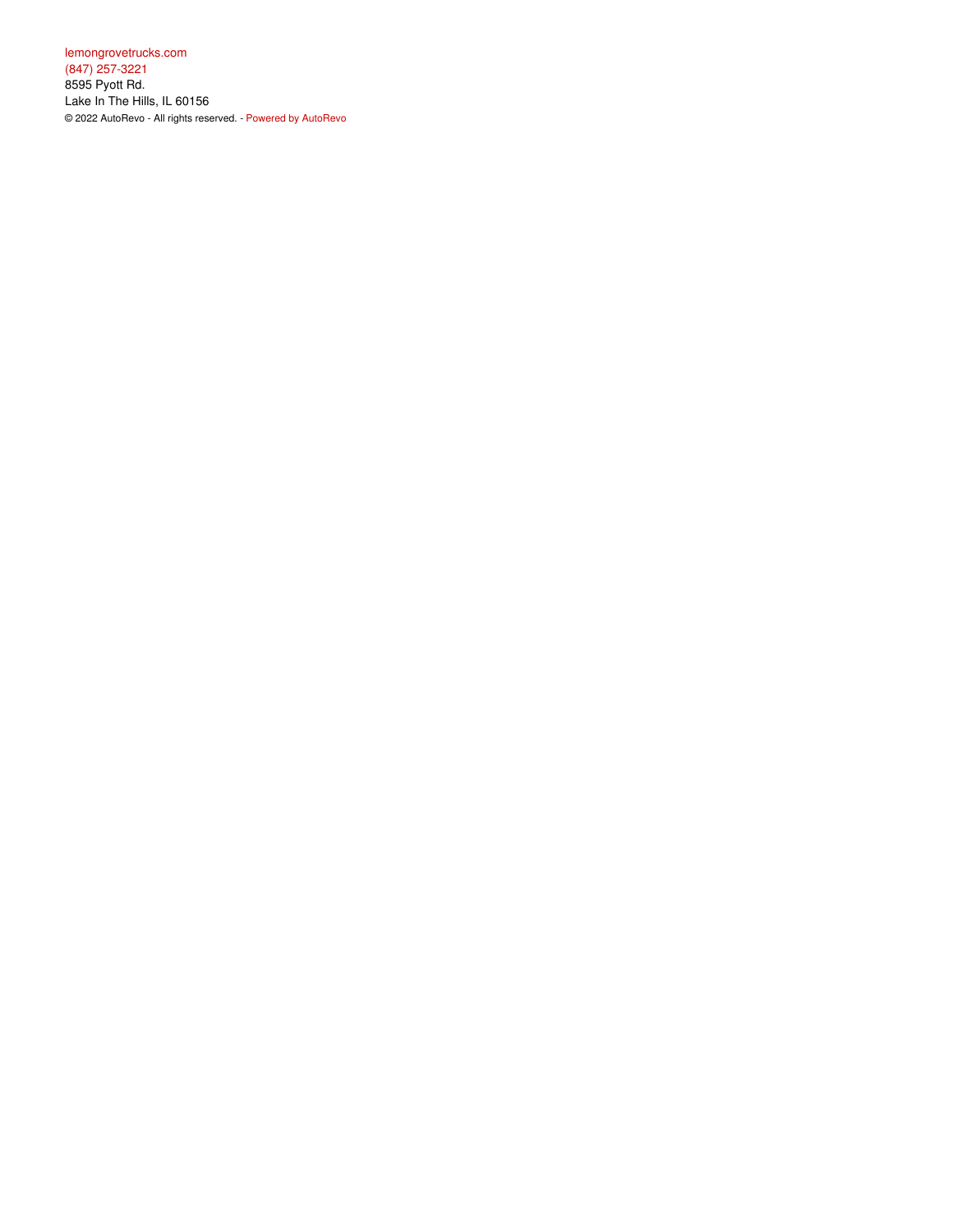lemongrovetrucks.com
(847) 257-3221
8595 Pyott Rd.
Lake In The Hills, IL 60156
© 2022 AutoRevo - All rights reserved. - Powered by AutoRevo